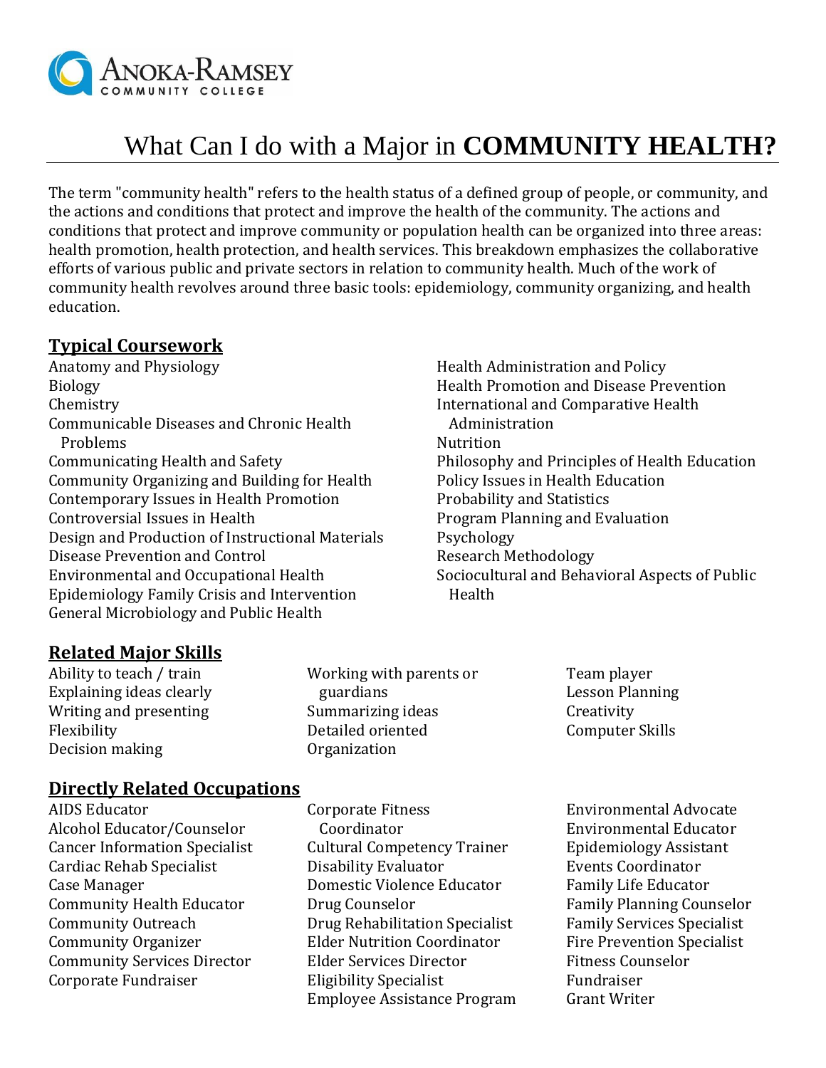Anoka-Ramsey Community College

# What Can I do with a Major in **COMMUNITY HEALTH?**

The term "community health" refers to the health status of a defined group of people, or community, and the actions and conditions that protect and improve the health of the community. The actions and conditions that protect and improve community or population health can be organized into three areas: health promotion, health protection, and health services. This breakdown emphasizes the collaborative efforts of various public and private sectors in relation to community health. Much of the work of community health revolves around three basic tools: epidemiology, community organizing, and health education.

## Typical Coursework

Anatomy and Physiology
Biology
Chemistry
Communicable Diseases and Chronic Health Problems
Communicating Health and Safety
Community Organizing and Building for Health
Contemporary Issues in Health Promotion
Controversial Issues in Health
Design and Production of Instructional Materials
Disease Prevention and Control
Environmental and Occupational Health
Epidemiology Family Crisis and Intervention
General Microbiology and Public Health
Health Administration and Policy
Health Promotion and Disease Prevention
International and Comparative Health Administration
Nutrition
Philosophy and Principles of Health Education
Policy Issues in Health Education
Probability and Statistics
Program Planning and Evaluation
Psychology
Research Methodology
Sociocultural and Behavioral Aspects of Public Health

## Related Major Skills

Ability to teach / train
Explaining ideas clearly
Writing and presenting
Flexibility
Decision making
Working with parents or guardians
Summarizing ideas
Detailed oriented
Organization
Team player
Lesson Planning
Creativity
Computer Skills

## Directly Related Occupations

AIDS Educator
Alcohol Educator/Counselor
Cancer Information Specialist
Cardiac Rehab Specialist
Case Manager
Community Health Educator
Community Outreach
Community Organizer
Community Services Director
Corporate Fundraiser
Corporate Fitness Coordinator
Cultural Competency Trainer
Disability Evaluator
Domestic Violence Educator
Drug Counselor
Drug Rehabilitation Specialist
Elder Nutrition Coordinator
Elder Services Director
Eligibility Specialist
Employee Assistance Program
Environmental Advocate
Environmental Educator
Epidemiology Assistant
Events Coordinator
Family Life Educator
Family Planning Counselor
Family Services Specialist
Fire Prevention Specialist
Fitness Counselor
Fundraiser
Grant Writer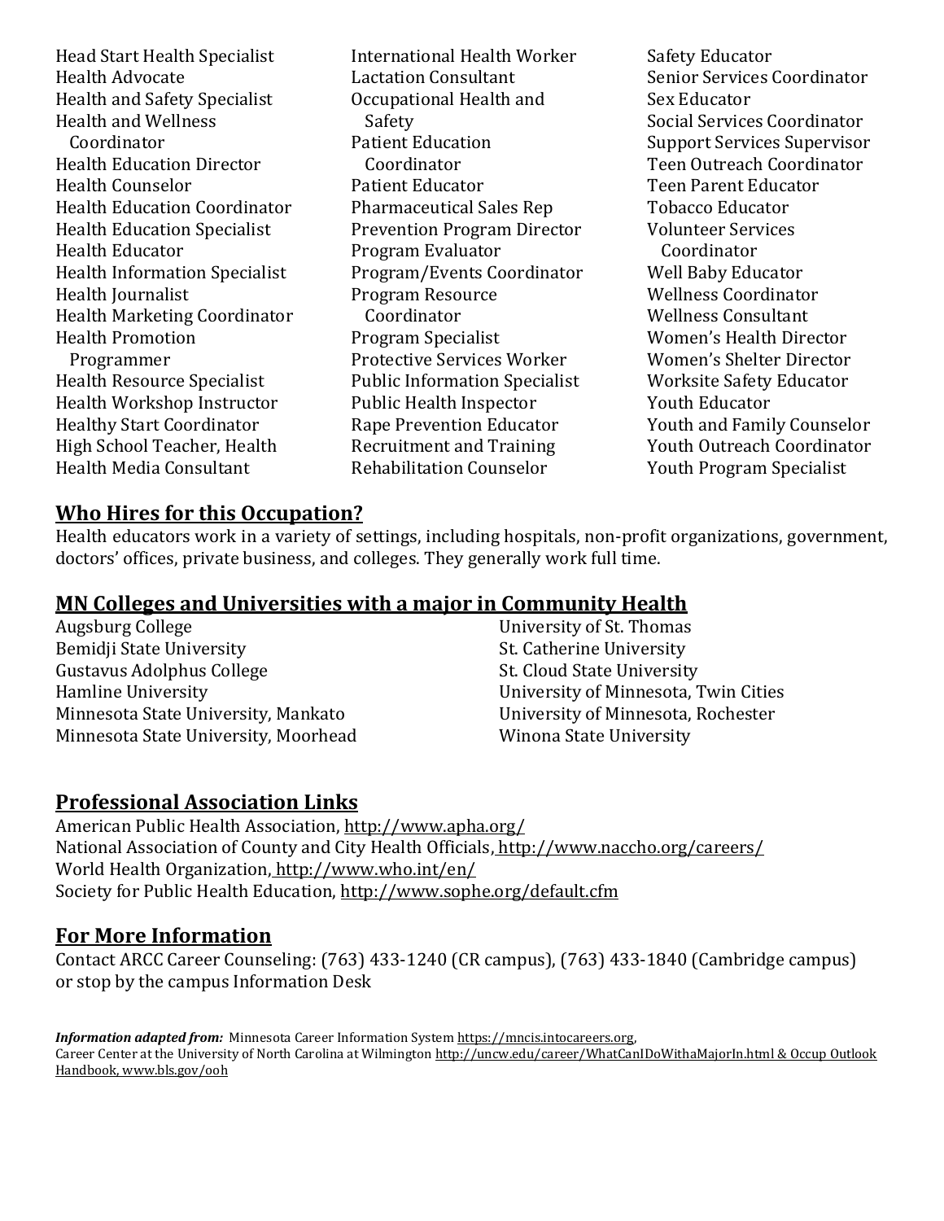- Head Start Health Specialist
- Health Advocate
- Health and Safety Specialist
- Health and Wellness Coordinator
- Health Education Director
- Health Counselor
- Health Education Coordinator
- Health Education Specialist
- Health Educator
- Health Information Specialist
- Health Journalist
- Health Marketing Coordinator
- Health Promotion Programmer
- Health Resource Specialist
- Health Workshop Instructor
- Healthy Start Coordinator
- High School Teacher, Health
- Health Media Consultant
- International Health Worker
- Lactation Consultant
- Occupational Health and Safety
- Patient Education Coordinator
- Patient Educator
- Pharmaceutical Sales Rep
- Prevention Program Director
- Program Evaluator
- Program/Events Coordinator
- Program Resource Coordinator
- Program Specialist
- Protective Services Worker
- Public Information Specialist
- Public Health Inspector
- Rape Prevention Educator
- Recruitment and Training
- Rehabilitation Counselor
- Safety Educator
- Senior Services Coordinator
- Sex Educator
- Social Services Coordinator
- Support Services Supervisor
- Teen Outreach Coordinator
- Teen Parent Educator
- Tobacco Educator
- Volunteer Services Coordinator
- Well Baby Educator
- Wellness Coordinator
- Wellness Consultant
- Women's Health Director
- Women's Shelter Director
- Worksite Safety Educator
- Youth Educator
- Youth and Family Counselor
- Youth Outreach Coordinator
- Youth Program Specialist

## Who Hires for this Occupation?

Health educators work in a variety of settings, including hospitals, non-profit organizations, government, doctors' offices, private business, and colleges. They generally work full time.

## MN Colleges and Universities with a major in Community Health

- Augsburg College
- Bemidji State University
- Gustavus Adolphus College
- Hamline University
- Minnesota State University, Mankato
- Minnesota State University, Moorhead
- University of St. Thomas
- St. Catherine University
- St. Cloud State University
- University of Minnesota, Twin Cities
- University of Minnesota, Rochester
- Winona State University

## Professional Association Links

American Public Health Association, http://www.apha.org/
National Association of County and City Health Officials, http://www.naccho.org/careers/
World Health Organization, http://www.who.int/en/
Society for Public Health Education, http://www.sophe.org/default.cfm

## For More Information

Contact ARCC Career Counseling: (763) 433-1240 (CR campus), (763) 433-1840 (Cambridge campus) or stop by the campus Information Desk

***Information adapted from:*** Minnesota Career Information System https://mncis.intocareers.org, Career Center at the University of North Carolina at Wilmington http://uncw.edu/career/WhatCanIDoWithaMajorIn.html & Occup Outlook Handbook, www.bls.gov/ooh